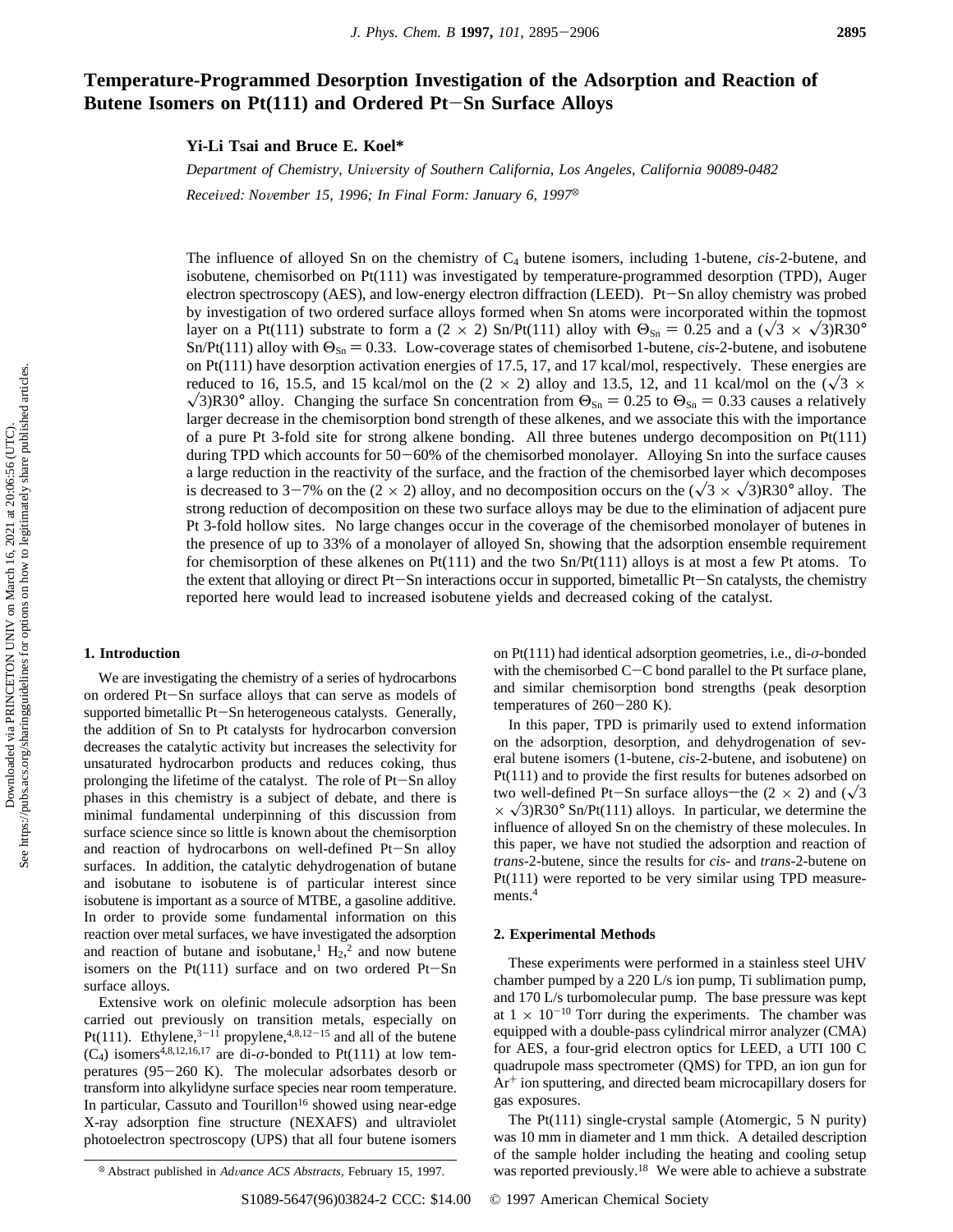# Temperature-Programmed Desorption Investigation of the Adsorption and Reaction of Butene Isomers on Pt(111) and Ordered Pt−Sn Surface Alloys

**Yi-Li Tsai and Bruce E. Koel***

*Department of Chemistry, University of Southern California, Los Angeles, California 90089-0482*

*Received: November 15, 1996; In Final Form: January 6, 1997*[⊗]

The influence of alloyed Sn on the chemistry of $C_4$ butene isomers, including 1-butene, *cis*-2-butene, and isobutene, chemisorbed on Pt(111) was investigated by temperature-programmed desorption (TPD), Auger electron spectroscopy (AES), and low-energy electron diffraction (LEED). Pt−Sn alloy chemistry was probed by investigation of two ordered surface alloys formed when Sn atoms were incorporated within the topmost layer on a Pt(111) substrate to form a (2 × 2) Sn/Pt(111) alloy with $\Theta_{Sn} = 0.25$ and a ($\sqrt{3} \times \sqrt{3}$)R30° Sn/Pt(111) alloy with $\Theta_{Sn} = 0.33$. Low-coverage states of chemisorbed 1-butene, *cis*-2-butene, and isobutene on Pt(111) have desorption activation energies of 17.5, 17, and 17 kcal/mol, respectively. These energies are reduced to 16, 15.5, and 15 kcal/mol on the (2 × 2) alloy and 13.5, 12, and 11 kcal/mol on the ($\sqrt{3} \times \sqrt{3}$)R30° alloy. Changing the surface Sn concentration from $\Theta_{Sn} = 0.25$ to $\Theta_{Sn} = 0.33$ causes a relatively larger decrease in the chemisorption bond strength of these alkenes, and we associate this with the importance of a pure Pt 3-fold site for strong alkene bonding. All three butenes undergo decomposition on Pt(111) during TPD which accounts for 50−60% of the chemisorbed monolayer. Alloying Sn into the surface causes a large reduction in the reactivity of the surface, and the fraction of the chemisorbed layer which decomposes is decreased to 3−7% on the (2 × 2) alloy, and no decomposition occurs on the ($\sqrt{3} \times \sqrt{3}$)R30° alloy. The strong reduction of decomposition on these two surface alloys may be due to the elimination of adjacent pure Pt 3-fold hollow sites. No large changes occur in the coverage of the chemisorbed monolayer of butenes in the presence of up to 33% of a monolayer of alloyed Sn, showing that the adsorption ensemble requirement for chemisorption of these alkenes on Pt(111) and the two Sn/Pt(111) alloys is at most a few Pt atoms. To the extent that alloying or direct Pt−Sn interactions occur in supported, bimetallic Pt−Sn catalysts, the chemistry reported here would lead to increased isobutene yields and decreased coking of the catalyst.

## 1. Introduction

We are investigating the chemistry of a series of hydrocarbons on ordered Pt−Sn surface alloys that can serve as models of supported bimetallic Pt−Sn heterogeneous catalysts. Generally, the addition of Sn to Pt catalysts for hydrocarbon conversion decreases the catalytic activity but increases the selectivity for unsaturated hydrocarbon products and reduces coking, thus prolonging the lifetime of the catalyst. The role of Pt−Sn alloy phases in this chemistry is a subject of debate, and there is minimal fundamental underpinning of this discussion from surface science since so little is known about the chemisorption and reaction of hydrocarbons on well-defined Pt−Sn alloy surfaces. In addition, the catalytic dehydrogenation of butane and isobutane to isobutene is of particular interest since isobutene is important as a source of MTBE, a gasoline additive. In order to provide some fundamental information on this reaction over metal surfaces, we have investigated the adsorption and reaction of butane and isobutane,[1] $H_2$,[2] and now butene isomers on the Pt(111) surface and on two ordered Pt−Sn surface alloys.

Extensive work on olefinic molecule adsorption has been carried out previously on transition metals, especially on Pt(111). Ethylene,[3−11] propylene,[4,8,12−15] and all of the butene ($C_4$) isomers[4,8,12,16,17] are di-σ-bonded to Pt(111) at low temperatures (95−260 K). The molecular adsorbates desorb or transform into alkylidyne surface species near room temperature. In particular, Cassuto and Tourillon[16] showed using near-edge X-ray adsorption fine structure (NEXAFS) and ultraviolet photoelectron spectroscopy (UPS) that all four butene isomers on Pt(111) had identical adsorption geometries, i.e., di-σ-bonded with the chemisorbed C−C bond parallel to the Pt surface plane, and similar chemisorption bond strengths (peak desorption temperatures of 260−280 K).

In this paper, TPD is primarily used to extend information on the adsorption, desorption, and dehydrogenation of several butene isomers (1-butene, *cis*-2-butene, and isobutene) on Pt(111) and to provide the first results for butenes adsorbed on two well-defined Pt−Sn surface alloys—the (2 × 2) and ($\sqrt{3} \times \sqrt{3}$)R30° Sn/Pt(111) alloys. In particular, we determine the influence of alloyed Sn on the chemistry of these molecules. In this paper, we have not studied the adsorption and reaction of *trans*-2-butene, since the results for *cis*- and *trans*-2-butene on Pt(111) were reported to be very similar using TPD measurements.[4]

## 2. Experimental Methods

These experiments were performed in a stainless steel UHV chamber pumped by a 220 L/s ion pump, Ti sublimation pump, and 170 L/s turbomolecular pump. The base pressure was kept at $1 \times 10^{-10}$ Torr during the experiments. The chamber was equipped with a double-pass cylindrical mirror analyzer (CMA) for AES, a four-grid electron optics for LEED, a UTI 100 C quadrupole mass spectrometer (QMS) for TPD, an ion gun for $Ar^+$ ion sputtering, and directed beam microcapillary dosers for gas exposures.

The Pt(111) single-crystal sample (Atomergic, 5 N purity) was 10 mm in diameter and 1 mm thick. A detailed description of the sample holder including the heating and cooling setup was reported previously.[18] We were able to achieve a substrate

[⊗] Abstract published in *Advance ACS Abstracts,* February 15, 1997.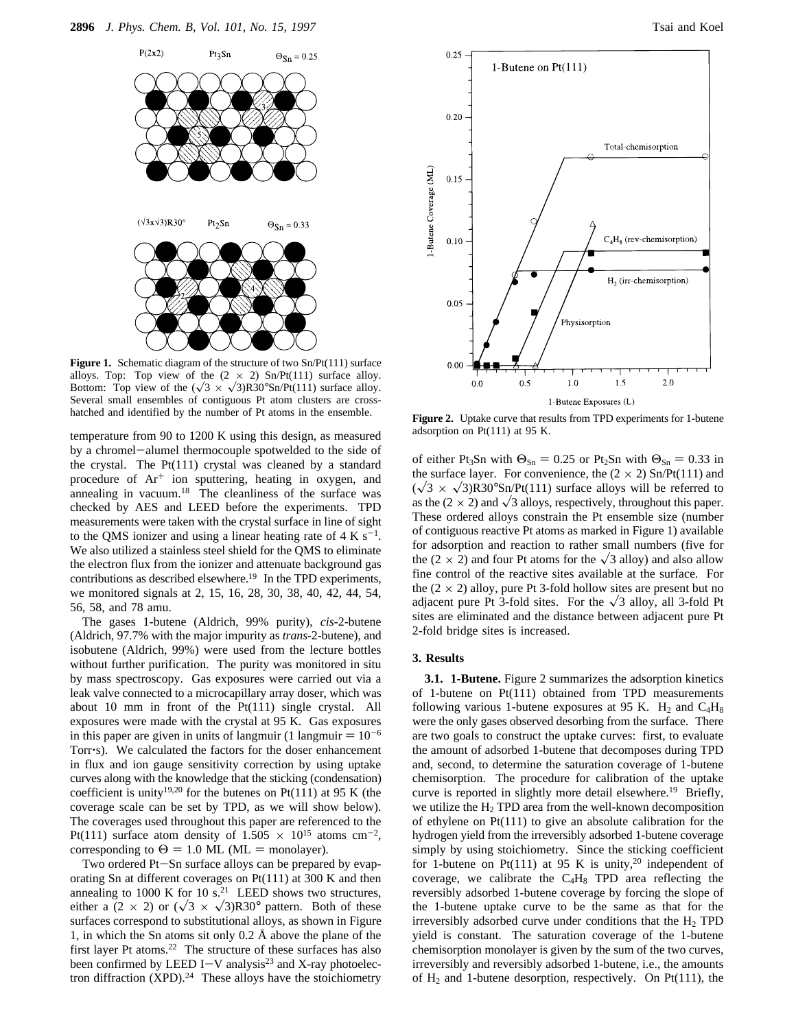P(2x2) Pt$_3$Sn $\Theta_{Sn}$ = 0.25

3

5

($\sqrt{3}$x$\sqrt{3}$)R30° Pt$_2$Sn $\Theta_{Sn}$ = 0.33

2

4

**Figure 1.** Schematic diagram of the structure of two Sn/Pt(111) surface alloys. Top: Top view of the (2 × 2) Sn/Pt(111) surface alloy. Bottom: Top view of the ($\sqrt{3} \times \sqrt{3}$)R30°Sn/Pt(111) surface alloy. Several small ensembles of contiguous Pt atom clusters are cross-hatched and identified by the number of Pt atoms in the ensemble.

temperature from 90 to 1200 K using this design, as measured by a chromel–alumel thermocouple spotwelded to the side of the crystal. The Pt(111) crystal was cleaned by a standard procedure of Ar$^+$ ion sputtering, heating in oxygen, and annealing in vacuum.[18] The cleanliness of the surface was checked by AES and LEED before the experiments. TPD measurements were taken with the crystal surface in line of sight to the QMS ionizer and using a linear heating rate of 4 K s$^{-1}$. We also utilized a stainless steel shield for the QMS to eliminate the electron flux from the ionizer and attenuate background gas contributions as described elsewhere.[19] In the TPD experiments, we monitored signals at 2, 15, 16, 28, 30, 38, 40, 42, 44, 54, 56, 58, and 78 amu.

The gases 1-butene (Aldrich, 99% purity), *cis*-2-butene (Aldrich, 97.7% with the major impurity as *trans*-2-butene), and isobutene (Aldrich, 99%) were used from the lecture bottles without further purification. The purity was monitored in situ by mass spectroscopy. Gas exposures were carried out via a leak valve connected to a microcapillary array doser, which was about 10 mm in front of the Pt(111) single crystal. All exposures were made with the crystal at 95 K. Gas exposures in this paper are given in units of langmuir (1 langmuir = $10^{-6}$ Torr·s). We calculated the factors for the doser enhancement in flux and ion gauge sensitivity correction by using uptake curves along with the knowledge that the sticking (condensation) coefficient is unity[19,20] for the butenes on Pt(111) at 95 K (the coverage scale can be set by TPD, as we will show below). The coverages used throughout this paper are referenced to the Pt(111) surface atom density of $1.505 \times 10^{15}$ atoms cm$^{-2}$, corresponding to $\Theta$ = 1.0 ML (ML = monolayer).

Two ordered Pt–Sn surface alloys can be prepared by evaporating Sn at different coverages on Pt(111) at 300 K and then annealing to 1000 K for 10 s.[21] LEED shows two structures, either a (2 × 2) or ($\sqrt{3} \times \sqrt{3}$)R30° pattern. Both of these surfaces correspond to substitutional alloys, as shown in Figure 1, in which the Sn atoms sit only 0.2 Å above the plane of the first layer Pt atoms.[22] The structure of these surfaces has also been confirmed by LEED I–V analysis[23] and X-ray photoelectron diffraction (XPD).[24] These alloys have the stoichiometry of either Pt$_3$Sn with $\Theta_{Sn}$ = 0.25 or Pt$_2$Sn with $\Theta_{Sn}$ = 0.33 in the surface layer. For convenience, the (2 × 2) Sn/Pt(111) and ($\sqrt{3} \times \sqrt{3}$)R30°Sn/Pt(111) surface alloys will be referred to as the (2 × 2) and $\sqrt{3}$ alloys, respectively, throughout this paper. These ordered alloys constrain the Pt ensemble size (number of contiguous reactive Pt atoms as marked in Figure 1) available for adsorption and reaction to rather small numbers (five for the (2 × 2) and four Pt atoms for the $\sqrt{3}$ alloy) and also allow fine control of the reactive sites available at the surface. For the (2 × 2) alloy, pure Pt 3-fold hollow sites are present but no adjacent pure Pt 3-fold sites. For the $\sqrt{3}$ alloy, all 3-fold Pt sites are eliminated and the distance between adjacent pure Pt 2-fold bridge sites is increased.

1-Butene on Pt(111)

Total-chemisorption

$C_4H_8$ (rev-chemisorption)

$H_2$ (irr-chemisorption)

Physisorption

1-Butene Coverage (ML)

0.00 0.05 0.10 0.15 0.20 0.25

0.0 0.5 1.0 1.5 2.0

1-Butene Exposures (L)

**Figure 2.** Uptake curve that results from TPD experiments for 1-butene adsorption on Pt(111) at 95 K.

## 3. Results

**3.1. 1-Butene.** Figure 2 summarizes the adsorption kinetics of 1-butene on Pt(111) obtained from TPD measurements following various 1-butene exposures at 95 K. $H_2$ and $C_4H_8$ were the only gases observed desorbing from the surface. There are two goals to construct the uptake curves: first, to evaluate the amount of adsorbed 1-butene that decomposes during TPD and, second, to determine the saturation coverage of 1-butene chemisorption. The procedure for calibration of the uptake curve is reported in slightly more detail elsewhere.[19] Briefly, we utilize the $H_2$ TPD area from the well-known decomposition of ethylene on Pt(111) to give an absolute calibration for the hydrogen yield from the irreversibly adsorbed 1-butene coverage simply by using stoichiometry. Since the sticking coefficient for 1-butene on Pt(111) at 95 K is unity,[20] independent of coverage, we calibrate the $C_4H_8$ TPD area reflecting the reversibly adsorbed 1-butene coverage by forcing the slope of the 1-butene uptake curve to be the same as that for the irreversibly adsorbed curve under conditions that the $H_2$ TPD yield is constant. The saturation coverage of the 1-butene chemisorption monolayer is given by the sum of the two curves, irreversibly and reversibly adsorbed 1-butene, i.e., the amounts of $H_2$ and 1-butene desorption, respectively. On Pt(111), the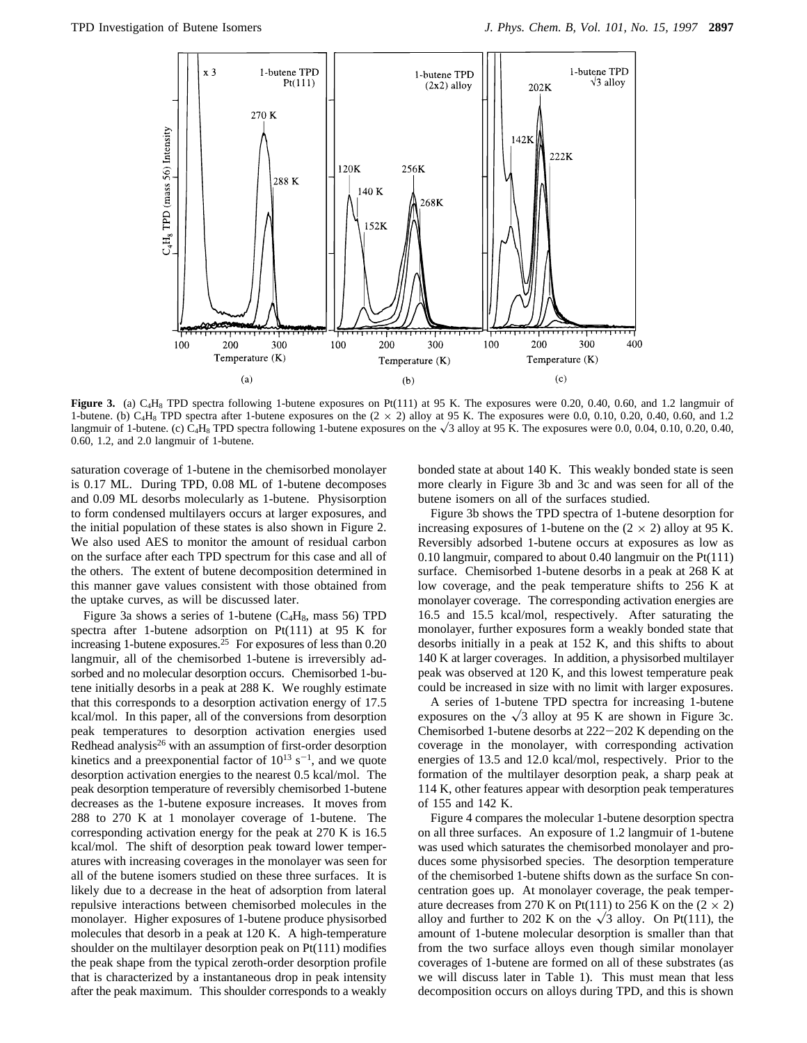x 3
1-butene TPD
Pt(111)

270 K

288 K

$C_4H_8$ TPD (mass 56) Intensity

100 200 300
Temperature (K)

(a)

1-butene TPD
(2x2) alloy

120K
140 K
152K
256K
268K

100 200 300
Temperature (K)

(b)

1-butene TPD
√3 alloy

202K
142K
222K

100 200 300 400
Temperature (K)

(c)

**Figure 3.** (a) $C_4H_8$ TPD spectra following 1-butene exposures on Pt(111) at 95 K. The exposures were 0.20, 0.40, 0.60, and 1.2 langmuir of 1-butene. (b) $C_4H_8$ TPD spectra after 1-butene exposures on the (2 × 2) alloy at 95 K. The exposures were 0.0, 0.10, 0.20, 0.40, 0.60, and 1.2 langmuir of 1-butene. (c) $C_4H_8$ TPD spectra following 1-butene exposures on the $\sqrt{3}$ alloy at 95 K. The exposures were 0.0, 0.04, 0.10, 0.20, 0.40, 0.60, 1.2, and 2.0 langmuir of 1-butene.

saturation coverage of 1-butene in the chemisorbed monolayer is 0.17 ML. During TPD, 0.08 ML of 1-butene decomposes and 0.09 ML desorbs molecularly as 1-butene. Physisorption to form condensed multilayers occurs at larger exposures, and the initial population of these states is also shown in Figure 2. We also used AES to monitor the amount of residual carbon on the surface after each TPD spectrum for this case and all of the others. The extent of butene decomposition determined in this manner gave values consistent with those obtained from the uptake curves, as will be discussed later.

Figure 3a shows a series of 1-butene ($C_4H_8$, mass 56) TPD spectra after 1-butene adsorption on Pt(111) at 95 K for increasing 1-butene exposures.[25] For exposures of less than 0.20 langmuir, all of the chemisorbed 1-butene is irreversibly adsorbed and no molecular desorption occurs. Chemisorbed 1-butene initially desorbs in a peak at 288 K. We roughly estimate that this corresponds to a desorption activation energy of 17.5 kcal/mol. In this paper, all of the conversions from desorption peak temperatures to desorption activation energies used Redhead analysis[26] with an assumption of first-order desorption kinetics and a preexponential factor of $10^{13}$ $s^{-1}$, and we quote desorption activation energies to the nearest 0.5 kcal/mol. The peak desorption temperature of reversibly chemisorbed 1-butene decreases as the 1-butene exposure increases. It moves from 288 to 270 K at 1 monolayer coverage of 1-butene. The corresponding activation energy for the peak at 270 K is 16.5 kcal/mol. The shift of desorption peak toward lower temperatures with increasing coverages in the monolayer was seen for all of the butene isomers studied on these three surfaces. It is likely due to a decrease in the heat of adsorption from lateral repulsive interactions between chemisorbed molecules in the monolayer. Higher exposures of 1-butene produce physisorbed molecules that desorb in a peak at 120 K. A high-temperature shoulder on the multilayer desorption peak on Pt(111) modifies the peak shape from the typical zeroth-order desorption profile that is characterized by a instantaneous drop in peak intensity after the peak maximum. This shoulder corresponds to a weakly bonded state at about 140 K. This weakly bonded state is seen more clearly in Figure 3b and 3c and was seen for all of the butene isomers on all of the surfaces studied.

Figure 3b shows the TPD spectra of 1-butene desorption for increasing exposures of 1-butene on the (2 × 2) alloy at 95 K. Reversibly adsorbed 1-butene occurs at exposures as low as 0.10 langmuir, compared to about 0.40 langmuir on the Pt(111) surface. Chemisorbed 1-butene desorbs in a peak at 268 K at low coverage, and the peak temperature shifts to 256 K at monolayer coverage. The corresponding activation energies are 16.5 and 15.5 kcal/mol, respectively. After saturating the monolayer, further exposures form a weakly bonded state that desorbs initially in a peak at 152 K, and this shifts to about 140 K at larger coverages. In addition, a physisorbed multilayer peak was observed at 120 K, and this lowest temperature peak could be increased in size with no limit with larger exposures.

A series of 1-butene TPD spectra for increasing 1-butene exposures on the $\sqrt{3}$ alloy at 95 K are shown in Figure 3c. Chemisorbed 1-butene desorbs at 222−202 K depending on the coverage in the monolayer, with corresponding activation energies of 13.5 and 12.0 kcal/mol, respectively. Prior to the formation of the multilayer desorption peak, a sharp peak at 114 K, other features appear with desorption peak temperatures of 155 and 142 K.

Figure 4 compares the molecular 1-butene desorption spectra on all three surfaces. An exposure of 1.2 langmuir of 1-butene was used which saturates the chemisorbed monolayer and produces some physisorbed species. The desorption temperature of the chemisorbed 1-butene shifts down as the surface Sn concentration goes up. At monolayer coverage, the peak temperature decreases from 270 K on Pt(111) to 256 K on the (2 × 2) alloy and further to 202 K on the $\sqrt{3}$ alloy. On Pt(111), the amount of 1-butene molecular desorption is smaller than that from the two surface alloys even though similar monolayer coverages of 1-butene are formed on all of these substrates (as we will discuss later in Table 1). This must mean that less decomposition occurs on alloys during TPD, and this is shown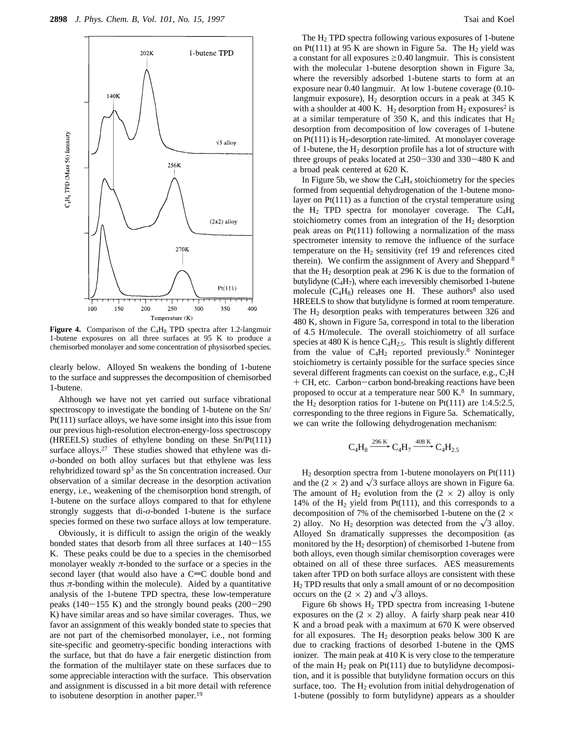1-butene TPD

202K

140K

$\sqrt{3}$ alloy

256K

(2x2) alloy

270K

Pt(111)

$C_4H_8$ TPD (Mass 56) Intensity

100 150 200 250 300 350 400

Temperature (K)

**Figure 4.** Comparison of the $C_4H_8$ TPD spectra after 1.2-langmuir 1-butene exposures on all three surfaces at 95 K to produce a chemisorbed monolayer and some concentration of physisorbed species.

clearly below. Alloyed Sn weakens the bonding of 1-butene to the surface and suppresses the decomposition of chemisorbed 1-butene.

Although we have not yet carried out surface vibrational spectroscopy to investigate the bonding of 1-butene on the Sn/Pt(111) surface alloys, we have some insight into this issue from our previous high-resolution electron-energy-loss spectroscopy (HREELS) studies of ethylene bonding on these Sn/Pt(111) surface alloys.[27] These studies showed that ethylene was di-$\sigma$-bonded on both alloy surfaces but that ethylene was less rehybridized toward $sp^3$ as the Sn concentration increased. Our observation of a similar decrease in the desorption activation energy, i.e., weakening of the chemisorption bond strength, of 1-butene on the surface alloys compared to that for ethylene strongly suggests that di-$\sigma$-bonded 1-butene is the surface species formed on these two surface alloys at low temperature.

Obviously, it is difficult to assign the origin of the weakly bonded states that desorb from all three surfaces at 140−155 K. These peaks could be due to a species in the chemisorbed monolayer weakly $\pi$-bonded to the surface or a species in the second layer (that would also have a C=C double bond and thus $\pi$-bonding within the molecule). Aided by a quantitative analysis of the 1-butene TPD spectra, these low-temperature peaks (140−155 K) and the strongly bound peaks (200−290 K) have similar areas and so have similar coverages. Thus, we favor an assignment of this weakly bonded state to species that are not part of the chemisorbed monolayer, i.e., not forming site-specific and geometry-specific bonding interactions with the surface, but that do have a fair energetic distinction from the formation of the multilayer state on these surfaces due to some appreciable interaction with the surface. This observation and assignment is discussed in a bit more detail with reference to isobutene desorption in another paper.[19]

The $H_2$ TPD spectra following various exposures of 1-butene on Pt(111) at 95 K are shown in Figure 5a. The $H_2$ yield was a constant for all exposures ≥0.40 langmuir. This is consistent with the molecular 1-butene desorption shown in Figure 3a, where the reversibly adsorbed 1-butene starts to form at an exposure near 0.40 langmuir. At low 1-butene coverage (0.10-langmuir exposure), $H_2$ desorption occurs in a peak at 345 K with a shoulder at 400 K. $H_2$ desorption from $H_2$ exposures[2] is at a similar temperature of 350 K, and this indicates that $H_2$ desorption from decomposition of low coverages of 1-butene on Pt(111) is $H_2$-desorption rate-limited. At monolayer coverage of 1-butene, the $H_2$ desorption profile has a lot of structure with three groups of peaks located at 250−330 and 330−480 K and a broad peak centered at 620 K.

In Figure 5b, we show the $C_4H_x$ stoichiometry for the species formed from sequential dehydrogenation of the 1-butene monolayer on Pt(111) as a function of the crystal temperature using the $H_2$ TPD spectra for monolayer coverage. The $C_4H_x$ stoichiometry comes from an integration of the $H_2$ desorption peak areas on Pt(111) following a normalization of the mass spectrometer intensity to remove the influence of the surface temperature on the $H_2$ sensitivity (ref 19 and references cited therein). We confirm the assignment of Avery and Sheppard [8] that the $H_2$ desorption peak at 296 K is due to the formation of butylidyne ($C_4H_7$), where each irreversibly chemisorbed 1-butene molecule ($C_4H_8$) releases one H. These authors[8] also used HREELS to show that butylidyne is formed at room temperature. The $H_2$ desorption peaks with temperatures between 326 and 480 K, shown in Figure 5a, correspond in total to the liberation of 4.5 H/molecule. The overall stoichiometry of all surface species at 480 K is hence $C_4H_{2.5}$. This result is slightly different from the value of $C_4H_2$ reported previously.[8] Noninteger stoichiometry is certainly possible for the surface species since several different fragments can coexist on the surface, e.g., $C_2H$ + CH, etc. Carbon−carbon bond-breaking reactions have been proposed to occur at a temperature near 500 K.[8] In summary, the $H_2$ desorption ratios for 1-butene on Pt(111) are 1:4.5:2.5, corresponding to the three regions in Figure 5a. Schematically, we can write the following dehydrogenation mechanism:

$$C_4H_8 \xrightarrow{296\ K} C_4H_7 \xrightarrow{408\ K} C_4H_{2.5}$$

$H_2$ desorption spectra from 1-butene monolayers on Pt(111) and the (2 × 2) and $\sqrt{3}$ surface alloys are shown in Figure 6a. The amount of $H_2$ evolution from the (2 × 2) alloy is only 14% of the $H_2$ yield from Pt(111), and this corresponds to a decomposition of 7% of the chemisorbed 1-butene on the (2 × 2) alloy. No $H_2$ desorption was detected from the $\sqrt{3}$ alloy. Alloyed Sn dramatically suppresses the decomposition (as monitored by the $H_2$ desorption) of chemisorbed 1-butene from both alloys, even though similar chemisorption coverages were obtained on all of these three surfaces. AES measurements taken after TPD on both surface alloys are consistent with these $H_2$ TPD results that only a small amount of or no decomposition occurs on the (2 × 2) and $\sqrt{3}$ alloys.

Figure 6b shows $H_2$ TPD spectra from increasing 1-butene exposures on the (2 × 2) alloy. A fairly sharp peak near 410 K and a broad peak with a maximum at 670 K were observed for all exposures. The $H_2$ desorption peaks below 300 K are due to cracking fractions of desorbed 1-butene in the QMS ionizer. The main peak at 410 K is very close to the temperature of the main $H_2$ peak on Pt(111) due to butylidyne decomposition, and it is possible that butylidyne formation occurs on this surface, too. The $H_2$ evolution from initial dehydrogenation of 1-butene (possibly to form butylidyne) appears as a shoulder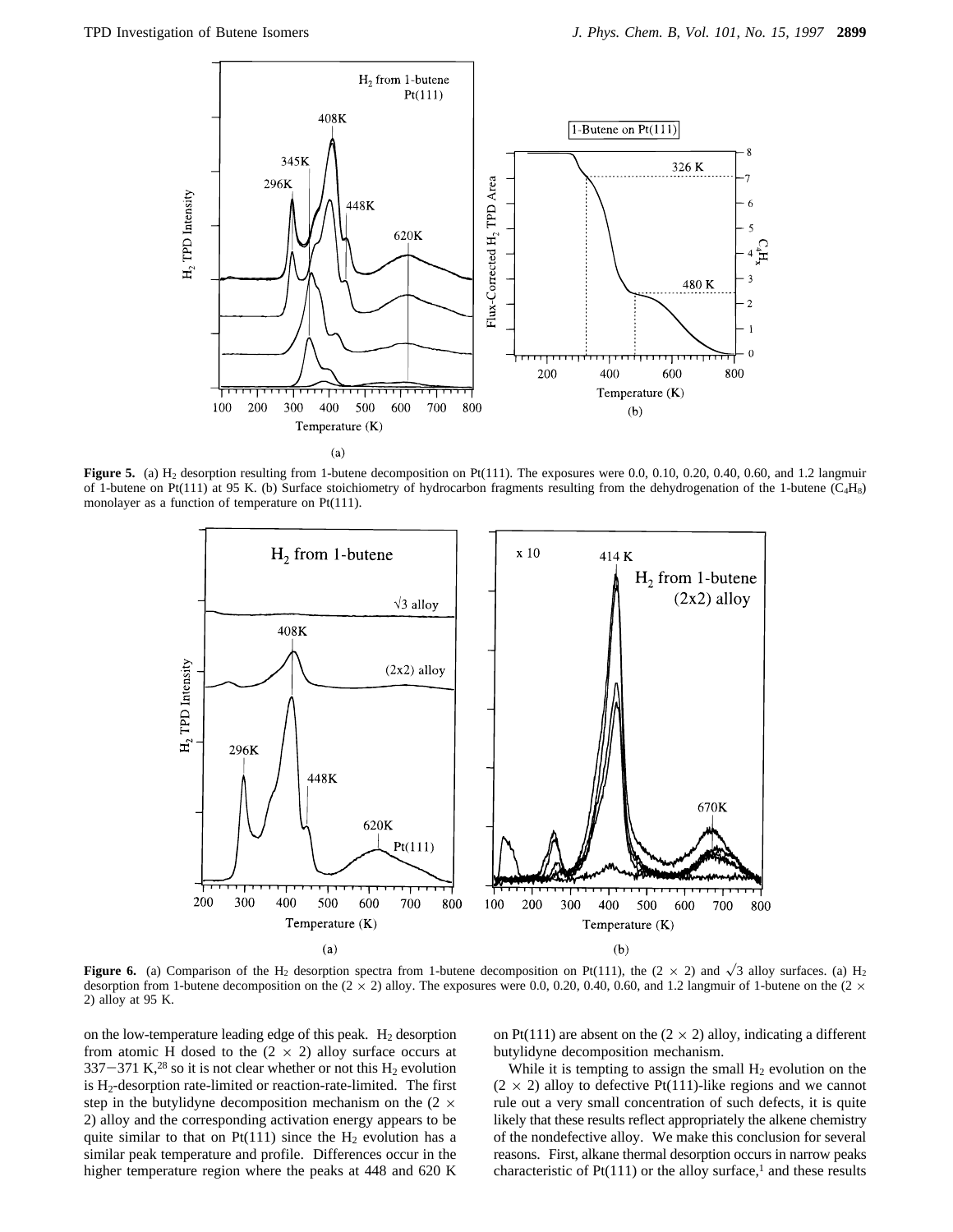H$_2$ from 1-butene
Pt(111)
408K
345K
296K
448K
620K
H$_2$ TPD Intensity
100 200 300 400 500 600 700 800
Temperature (K)
(a)

1-Butene on Pt(111)
326 K
480 K
Flux-Corrected H$_2$ TPD Area
$C_4H_x$
8 7 6 5 4 3 2 1 0
200 400 600 800
Temperature (K)
(b)

**Figure 5.** (a) $H_2$ desorption resulting from 1-butene decomposition on Pt(111). The exposures were 0.0, 0.10, 0.20, 0.40, 0.60, and 1.2 langmuir of 1-butene on Pt(111) at 95 K. (b) Surface stoichiometry of hydrocarbon fragments resulting from the dehydrogenation of the 1-butene ($C_4H_8$) monolayer as a function of temperature on Pt(111).

H$_2$ from 1-butene
√3 alloy
408K
(2x2) alloy
296K
448K
620K
Pt(111)
H$_2$ TPD Intensity
200 300 400 500 600 700 800
Temperature (K)
(a)

x 10
414 K
H$_2$ from 1-butene
(2x2) alloy
670K
100 200 300 400 500 600 700 800
Temperature (K)
(b)

**Figure 6.** (a) Comparison of the $H_2$ desorption spectra from 1-butene decomposition on Pt(111), the (2 × 2) and $\sqrt{3}$ alloy surfaces. (a) $H_2$ desorption from 1-butene decomposition on the (2 × 2) alloy. The exposures were 0.0, 0.20, 0.40, 0.60, and 1.2 langmuir of 1-butene on the (2 × 2) alloy at 95 K.

on the low-temperature leading edge of this peak. $H_2$ desorption from atomic H dosed to the (2 × 2) alloy surface occurs at 337−371 K,[28] so it is not clear whether or not this $H_2$ evolution is $H_2$-desorption rate-limited or reaction-rate-limited. The first step in the butylidyne decomposition mechanism on the (2 × 2) alloy and the corresponding activation energy appears to be quite similar to that on Pt(111) since the $H_2$ evolution has a similar peak temperature and profile. Differences occur in the higher temperature region where the peaks at 448 and 620 K on Pt(111) are absent on the (2 × 2) alloy, indicating a different butylidyne decomposition mechanism.

While it is tempting to assign the small $H_2$ evolution on the (2 × 2) alloy to defective Pt(111)-like regions and we cannot rule out a very small concentration of such defects, it is quite likely that these results reflect appropriately the alkene chemistry of the nondefective alloy. We make this conclusion for several reasons. First, alkane thermal desorption occurs in narrow peaks characteristic of Pt(111) or the alloy surface,[1] and these results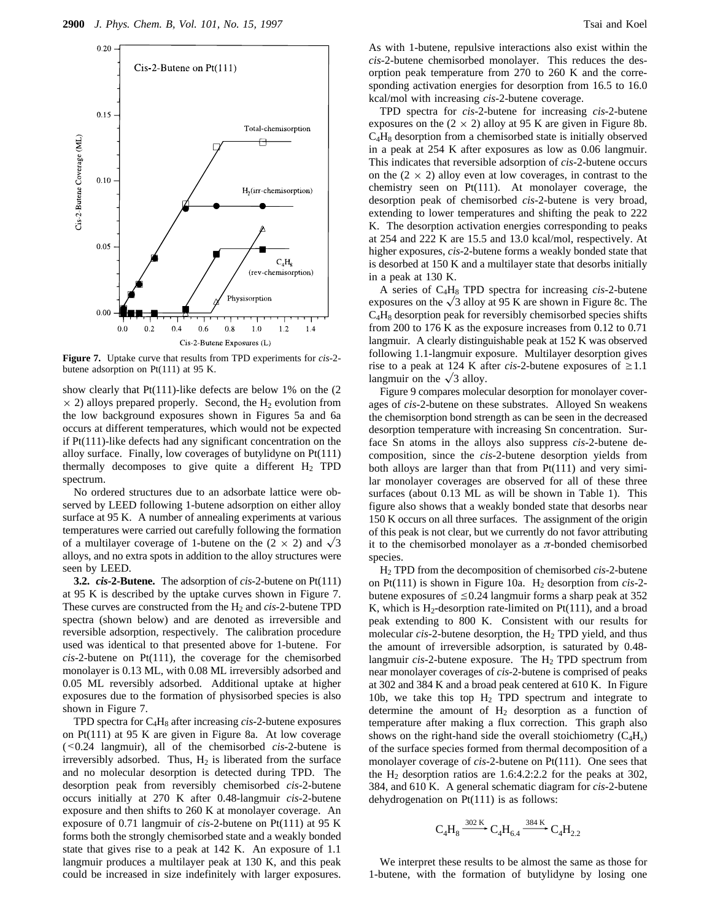Cis-2-Butene on Pt(111)

Cis-2-Butene Coverage (ML)

0.20
0.15
0.10
0.05
0.00

Total-chemisorption

$H_2$(irr-chemisorption)

$C_4H_8$
(rev-chemisorption)

Physisorption

0.0 0.2 0.4 0.6 0.8 1.0 1.2 1.4

Cis-2-Butene Exposures (L)

**Figure 7.** Uptake curve that results from TPD experiments for *cis*-2-butene adsorption on Pt(111) at 95 K.

show clearly that Pt(111)-like defects are below 1% on the (2 × 2) alloys prepared properly. Second, the $H_2$ evolution from the low background exposures shown in Figures 5a and 6a occurs at different temperatures, which would not be expected if Pt(111)-like defects had any significant concentration on the alloy surface. Finally, low coverages of butylidyne on Pt(111) thermally decomposes to give quite a different $H_2$ TPD spectrum.

No ordered structures due to an adsorbate lattice were observed by LEED following 1-butene adsorption on either alloy surface at 95 K. A number of annealing experiments at various temperatures were carried out carefully following the formation of a multilayer coverage of 1-butene on the (2 × 2) and $\sqrt{3}$ alloys, and no extra spots in addition to the alloy structures were seen by LEED.

**3.2. *cis*-2-Butene.** The adsorption of *cis*-2-butene on Pt(111) at 95 K is described by the uptake curves shown in Figure 7. These curves are constructed from the $H_2$ and *cis*-2-butene TPD spectra (shown below) and are denoted as irreversible and reversible adsorption, respectively. The calibration procedure used was identical to that presented above for 1-butene. For *cis*-2-butene on Pt(111), the coverage for the chemisorbed monolayer is 0.13 ML, with 0.08 ML irreversibly adsorbed and 0.05 ML reversibly adsorbed. Additional uptake at higher exposures due to the formation of physisorbed species is also shown in Figure 7.

TPD spectra for $C_4H_8$ after increasing *cis*-2-butene exposures on Pt(111) at 95 K are given in Figure 8a. At low coverage (<0.24 langmuir), all of the chemisorbed *cis*-2-butene is irreversibly adsorbed. Thus, $H_2$ is liberated from the surface and no molecular desorption is detected during TPD. The desorption peak from reversibly chemisorbed *cis*-2-butene occurs initially at 270 K after 0.48-langmuir *cis*-2-butene exposure and then shifts to 260 K at monolayer coverage. An exposure of 0.71 langmuir of *cis*-2-butene on Pt(111) at 95 K forms both the strongly chemisorbed state and a weakly bonded state that gives rise to a peak at 142 K. An exposure of 1.1 langmuir produces a multilayer peak at 130 K, and this peak could be increased in size indefinitely with larger exposures.

As with 1-butene, repulsive interactions also exist within the *cis*-2-butene chemisorbed monolayer. This reduces the desorption peak temperature from 270 to 260 K and the corresponding activation energies for desorption from 16.5 to 16.0 kcal/mol with increasing *cis*-2-butene coverage.

TPD spectra for *cis*-2-butene for increasing *cis*-2-butene exposures on the (2 × 2) alloy at 95 K are given in Figure 8b. $C_4H_8$ desorption from a chemisorbed state is initially observed in a peak at 254 K after exposures as low as 0.06 langmuir. This indicates that reversible adsorption of *cis*-2-butene occurs on the (2 × 2) alloy even at low coverages, in contrast to the chemistry seen on Pt(111). At monolayer coverage, the desorption peak of chemisorbed *cis*-2-butene is very broad, extending to lower temperatures and shifting the peak to 222 K. The desorption activation energies corresponding to peaks at 254 and 222 K are 15.5 and 13.0 kcal/mol, respectively. At higher exposures, *cis*-2-butene forms a weakly bonded state that is desorbed at 150 K and a multilayer state that desorbs initially in a peak at 130 K.

A series of $C_4H_8$ TPD spectra for increasing *cis*-2-butene exposures on the $\sqrt{3}$ alloy at 95 K are shown in Figure 8c. The $C_4H_8$ desorption peak for reversibly chemisorbed species shifts from 200 to 176 K as the exposure increases from 0.12 to 0.71 langmuir. A clearly distinguishable peak at 152 K was observed following 1.1-langmuir exposure. Multilayer desorption gives rise to a peak at 124 K after *cis*-2-butene exposures of ≥1.1 langmuir on the $\sqrt{3}$ alloy.

Figure 9 compares molecular desorption for monolayer coverages of *cis*-2-butene on these substrates. Alloyed Sn weakens the chemisorption bond strength as can be seen in the decreased desorption temperature with increasing Sn concentration. Surface Sn atoms in the alloys also suppress *cis*-2-butene decomposition, since the *cis*-2-butene desorption yields from both alloys are larger than that from Pt(111) and very similar monolayer coverages are observed for all of these three surfaces (about 0.13 ML as will be shown in Table 1). This figure also shows that a weakly bonded state that desorbs near 150 K occurs on all three surfaces. The assignment of the origin of this peak is not clear, but we currently do not favor attributing it to the chemisorbed monolayer as a π-bonded chemisorbed species.

$H_2$ TPD from the decomposition of chemisorbed *cis*-2-butene on Pt(111) is shown in Figure 10a. $H_2$ desorption from *cis*-2-butene exposures of ≤0.24 langmuir forms a sharp peak at 352 K, which is $H_2$-desorption rate-limited on Pt(111), and a broad peak extending to 800 K. Consistent with our results for molecular *cis*-2-butene desorption, the $H_2$ TPD yield, and thus the amount of irreversible adsorption, is saturated by 0.48-langmuir *cis*-2-butene exposure. The $H_2$ TPD spectrum from near monolayer coverages of *cis*-2-butene is comprised of peaks at 302 and 384 K and a broad peak centered at 610 K. In Figure 10b, we take this top $H_2$ TPD spectrum and integrate to determine the amount of $H_2$ desorption as a function of temperature after making a flux correction. This graph also shows on the right-hand side the overall stoichiometry ($C_4H_x$) of the surface species formed from thermal decomposition of a monolayer coverage of *cis*-2-butene on Pt(111). One sees that the $H_2$ desorption ratios are 1.6:4.2:2.2 for the peaks at 302, 384, and 610 K. A general schematic diagram for *cis*-2-butene dehydrogenation on Pt(111) is as follows:

$$C_4H_8 \xrightarrow{302\ K} C_4H_{6.4} \xrightarrow{384\ K} C_4H_{2.2}$$

We interpret these results to be almost the same as those for 1-butene, with the formation of butylidyne by losing one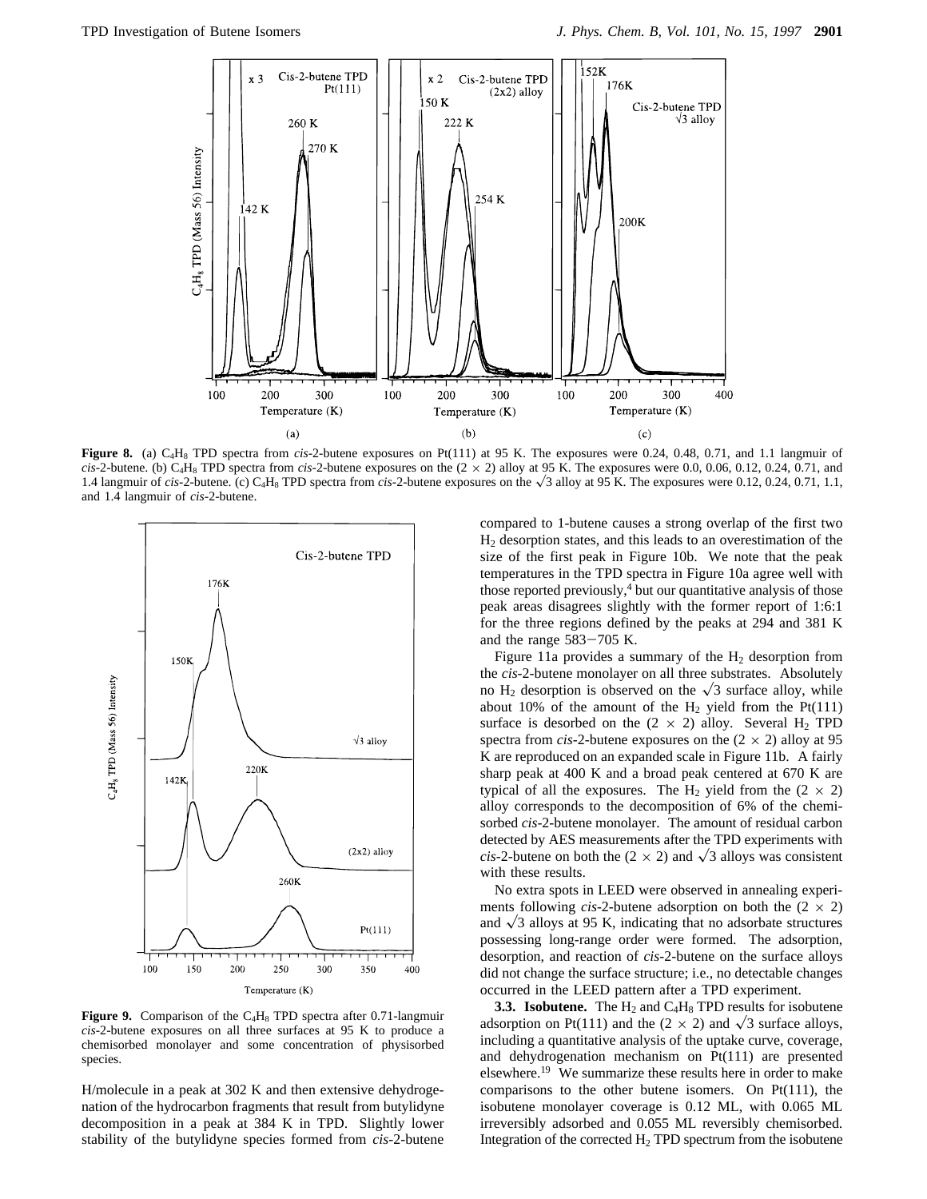x 3
Cis-2-butene TPD
Pt(111)
260 K
270 K
142 K
$C_4H_8$ TPD (Mass 56) Intensity
Temperature (K)
(a)

x 2
Cis-2-butene TPD
(2x2) alloy
150 K
222 K
254 K
Temperature (K)
(b)

152K
176K
Cis-2-butene TPD
√3 alloy
200K
Temperature (K)
(c)

**Figure 8.** (a) $C_4H_8$ TPD spectra from *cis*-2-butene exposures on Pt(111) at 95 K. The exposures were 0.24, 0.48, 0.71, and 1.1 langmuir of *cis*-2-butene. (b) $C_4H_8$ TPD spectra from *cis*-2-butene exposures on the (2 × 2) alloy at 95 K. The exposures were 0.0, 0.06, 0.12, 0.24, 0.71, and 1.4 langmuir of *cis*-2-butene. (c) $C_4H_8$ TPD spectra from *cis*-2-butene exposures on the $\sqrt{3}$ alloy at 95 K. The exposures were 0.12, 0.24, 0.71, 1.1, and 1.4 langmuir of *cis*-2-butene.

Cis-2-butene TPD
176K
150K
√3 alloy
220K
142K
(2x2) alloy
260K
Pt(111)
$C_4H_8$ TPD (Mass 56) Intensity
Temperature (K)

**Figure 9.** Comparison of the $C_4H_8$ TPD spectra after 0.71-langmuir *cis*-2-butene exposures on all three surfaces at 95 K to produce a chemisorbed monolayer and some concentration of physisorbed species.

H/molecule in a peak at 302 K and then extensive dehydrogenation of the hydrocarbon fragments that result from butylidyne decomposition in a peak at 384 K in TPD. Slightly lower stability of the butylidyne species formed from *cis*-2-butene compared to 1-butene causes a strong overlap of the first two $H_2$ desorption states, and this leads to an overestimation of the size of the first peak in Figure 10b. We note that the peak temperatures in the TPD spectra in Figure 10a agree well with those reported previously,[4] but our quantitative analysis of those peak areas disagrees slightly with the former report of 1:6:1 for the three regions defined by the peaks at 294 and 381 K and the range 583−705 K.

Figure 11a provides a summary of the $H_2$ desorption from the *cis*-2-butene monolayer on all three substrates. Absolutely no $H_2$ desorption is observed on the $\sqrt{3}$ surface alloy, while about 10% of the amount of the $H_2$ yield from the Pt(111) surface is desorbed on the (2 × 2) alloy. Several $H_2$ TPD spectra from *cis*-2-butene exposures on the (2 × 2) alloy at 95 K are reproduced on an expanded scale in Figure 11b. A fairly sharp peak at 400 K and a broad peak centered at 670 K are typical of all the exposures. The $H_2$ yield from the (2 × 2) alloy corresponds to the decomposition of 6% of the chemisorbed *cis*-2-butene monolayer. The amount of residual carbon detected by AES measurements after the TPD experiments with *cis*-2-butene on both the (2 × 2) and $\sqrt{3}$ alloys was consistent with these results.

No extra spots in LEED were observed in annealing experiments following *cis*-2-butene adsorption on both the (2 × 2) and $\sqrt{3}$ alloys at 95 K, indicating that no adsorbate structures possessing long-range order were formed. The adsorption, desorption, and reaction of *cis*-2-butene on the surface alloys did not change the surface structure; i.e., no detectable changes occurred in the LEED pattern after a TPD experiment.

**3.3. Isobutene.** The $H_2$ and $C_4H_8$ TPD results for isobutene adsorption on Pt(111) and the (2 × 2) and $\sqrt{3}$ surface alloys, including a quantitative analysis of the uptake curve, coverage, and dehydrogenation mechanism on Pt(111) are presented elsewhere.[19] We summarize these results here in order to make comparisons to the other butene isomers. On Pt(111), the isobutene monolayer coverage is 0.12 ML, with 0.065 ML irreversibly adsorbed and 0.055 ML reversibly chemisorbed. Integration of the corrected $H_2$ TPD spectrum from the isobutene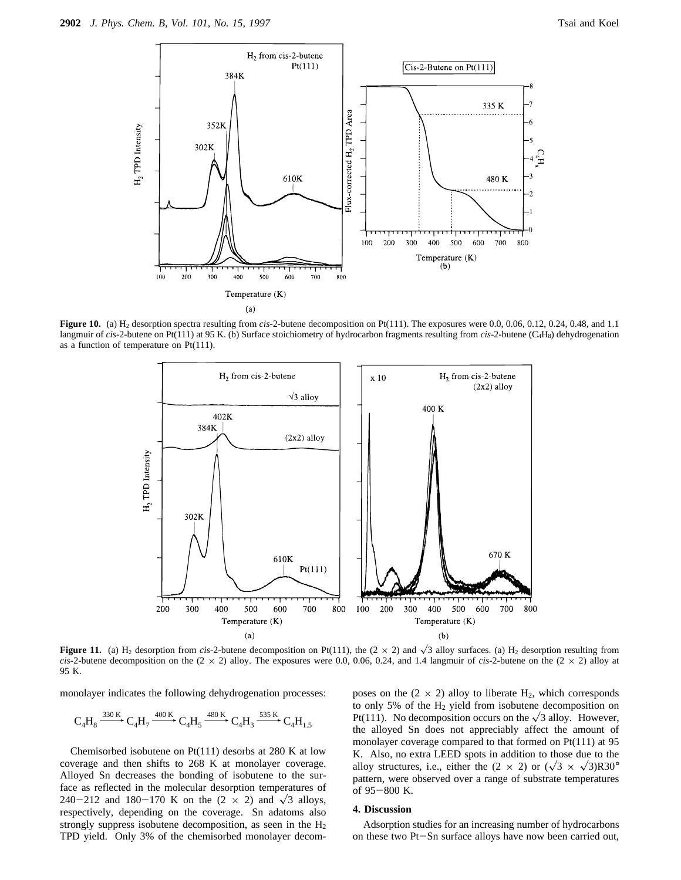H$_2$ from cis-2-butene
Pt(111)
384K
352K
302K
610K
H$_2$ TPD Intensity
100 200 300 400 500 600 700 800
Temperature (K)
(a)

Cis-2-Butene on Pt(111)
335 K
480 K
Flux-corrected H$_2$ TPD Area
C$_4$H$_x$
100 200 300 400 500 600 700 800
Temperature (K)
(b)

**Figure 10.** (a) $H_2$ desorption spectra resulting from *cis*-2-butene decomposition on Pt(111). The exposures were 0.0, 0.06, 0.12, 0.24, 0.48, and 1.1 langmuir of *cis*-2-butene on Pt(111) at 95 K. (b) Surface stoichiometry of hydrocarbon fragments resulting from *cis*-2-butene ($C_4H_8$) dehydrogenation as a function of temperature on Pt(111).

H$_2$ from cis-2-butene
√3 alloy
402K
384K
(2x2) alloy
302K
610K
Pt(111)
H$_2$ TPD Intensity
200 300 400 500 600 700 800
Temperature (K)
(a)

x 10
H$_2$ from cis-2-butene
(2x2) alloy
400 K
670 K
100 200 300 400 500 600 700 800
Temperature (K)
(b)

**Figure 11.** (a) $H_2$ desorption from *cis*-2-butene decomposition on Pt(111), the (2 × 2) and $\sqrt{3}$ alloy surfaces. (a) $H_2$ desorption resulting from *cis*-2-butene decomposition on the (2 × 2) alloy. The exposures were 0.0, 0.06, 0.24, and 1.4 langmuir of *cis*-2-butene on the (2 × 2) alloy at 95 K.

monolayer indicates the following dehydrogenation processes:

$$C_4H_8 \xrightarrow{330\ K} C_4H_7 \xrightarrow{400\ K} C_4H_5 \xrightarrow{480\ K} C_4H_3 \xrightarrow{535\ K} C_4H_{1.5}$$

Chemisorbed isobutene on Pt(111) desorbs at 280 K at low coverage and then shifts to 268 K at monolayer coverage. Alloyed Sn decreases the bonding of isobutene to the surface as reflected in the molecular desorption temperatures of 240–212 and 180–170 K on the (2 × 2) and $\sqrt{3}$ alloys, respectively, depending on the coverage. Sn adatoms also strongly suppress isobutene decomposition, as seen in the $H_2$ TPD yield. Only 3% of the chemisorbed monolayer decomposes on the (2 × 2) alloy to liberate $H_2$, which corresponds to only 5% of the $H_2$ yield from isobutene decomposition on Pt(111). No decomposition occurs on the $\sqrt{3}$ alloy. However, the alloyed Sn does not appreciably affect the amount of monolayer coverage compared to that formed on Pt(111) at 95 K. Also, no extra LEED spots in addition to those due to the alloy structures, i.e., either the (2 × 2) or ($\sqrt{3} \times \sqrt{3}$)R30° pattern, were observed over a range of substrate temperatures of 95–800 K.

## 4. Discussion

Adsorption studies for an increasing number of hydrocarbons on these two Pt–Sn surface alloys have now been carried out,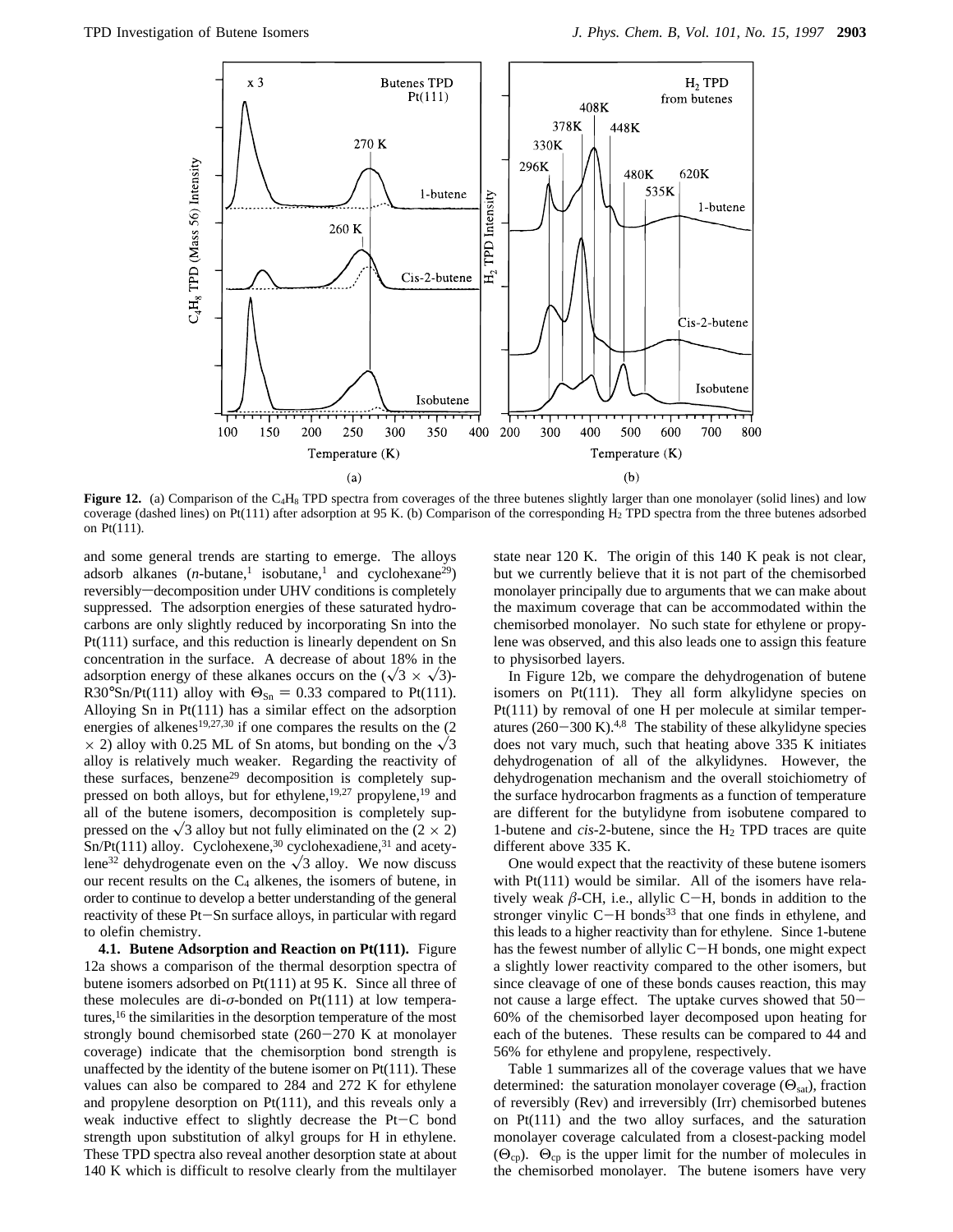x 3

Butenes TPD
Pt(111)

270 K

1-butene

260 K

Cis-2-butene

Isobutene

$C_4H_8$ TPD (Mass 56) Intensity

100 150 200 250 300 350 400

Temperature (K)

(a)

$H_2$ TPD
from butenes

408K
378K
448K
330K
296K
480K
620K
535K

1-butene

Cis-2-butene

Isobutene

$H_2$ TPD Intensity

200 300 400 500 600 700 800

Temperature (K)

(b)

**Figure 12.** (a) Comparison of the $C_4H_8$ TPD spectra from coverages of the three butenes slightly larger than one monolayer (solid lines) and low coverage (dashed lines) on Pt(111) after adsorption at 95 K. (b) Comparison of the corresponding $H_2$ TPD spectra from the three butenes adsorbed on Pt(111).

and some general trends are starting to emerge. The alloys adsorb alkanes (*n*-butane,[1] isobutane,[1] and cyclohexane[29]) reversibly—decomposition under UHV conditions is completely suppressed. The adsorption energies of these saturated hydrocarbons are only slightly reduced by incorporating Sn into the Pt(111) surface, and this reduction is linearly dependent on Sn concentration in the surface. A decrease of about 18% in the adsorption energy of these alkanes occurs on the $(\sqrt{3} \times \sqrt{3})$-R30°Sn/Pt(111) alloy with $\Theta_{Sn} = 0.33$ compared to Pt(111). Alloying Sn in Pt(111) has a similar effect on the adsorption energies of alkenes[19,27,30] if one compares the results on the (2 × 2) alloy with 0.25 ML of Sn atoms, but bonding on the $\sqrt{3}$ alloy is relatively much weaker. Regarding the reactivity of these surfaces, benzene[29] decomposition is completely suppressed on both alloys, but for ethylene,[19,27] propylene,[19] and all of the butene isomers, decomposition is completely suppressed on the $\sqrt{3}$ alloy but not fully eliminated on the (2 × 2) Sn/Pt(111) alloy. Cyclohexene,[30] cyclohexadiene,[31] and acetylene[32] dehydrogenate even on the $\sqrt{3}$ alloy. We now discuss our recent results on the $C_4$ alkenes, the isomers of butene, in order to continue to develop a better understanding of the general reactivity of these Pt−Sn surface alloys, in particular with regard to olefin chemistry.

**4.1. Butene Adsorption and Reaction on Pt(111).** Figure 12a shows a comparison of the thermal desorption spectra of butene isomers adsorbed on Pt(111) at 95 K. Since all three of these molecules are di-σ-bonded on Pt(111) at low temperatures,[16] the similarities in the desorption temperature of the most strongly bound chemisorbed state (260−270 K at monolayer coverage) indicate that the chemisorption bond strength is unaffected by the identity of the butene isomer on Pt(111). These values can also be compared to 284 and 272 K for ethylene and propylene desorption on Pt(111), and this reveals only a weak inductive effect to slightly decrease the Pt−C bond strength upon substitution of alkyl groups for H in ethylene. These TPD spectra also reveal another desorption state at about 140 K which is difficult to resolve clearly from the multilayer state near 120 K. The origin of this 140 K peak is not clear, but we currently believe that it is not part of the chemisorbed monolayer principally due to arguments that we can make about the maximum coverage that can be accommodated within the chemisorbed monolayer. No such state for ethylene or propylene was observed, and this also leads one to assign this feature to physisorbed layers.

In Figure 12b, we compare the dehydrogenation of butene isomers on Pt(111). They all form alkylidyne species on Pt(111) by removal of one H per molecule at similar temperatures (260−300 K).[4,8] The stability of these alkylidyne species does not vary much, such that heating above 335 K initiates dehydrogenation of all of the alkylidynes. However, the dehydrogenation mechanism and the overall stoichiometry of the surface hydrocarbon fragments as a function of temperature are different for the butylidyne from isobutene compared to 1-butene and *cis*-2-butene, since the $H_2$ TPD traces are quite different above 335 K.

One would expect that the reactivity of these butene isomers with Pt(111) would be similar. All of the isomers have relatively weak β-CH, i.e., allylic C−H, bonds in addition to the stronger vinylic C−H bonds[33] that one finds in ethylene, and this leads to a higher reactivity than for ethylene. Since 1-butene has the fewest number of allylic C−H bonds, one might expect a slightly lower reactivity compared to the other isomers, but since cleavage of one of these bonds causes reaction, this may not cause a large effect. The uptake curves showed that 50−60% of the chemisorbed layer decomposed upon heating for each of the butenes. These results can be compared to 44 and 56% for ethylene and propylene, respectively.

Table 1 summarizes all of the coverage values that we have determined: the saturation monolayer coverage ($\Theta_{sat}$), fraction of reversibly (Rev) and irreversibly (Irr) chemisorbed butenes on Pt(111) and the two alloy surfaces, and the saturation monolayer coverage calculated from a closest-packing model ($\Theta_{cp}$). $\Theta_{cp}$ is the upper limit for the number of molecules in the chemisorbed monolayer. The butene isomers have very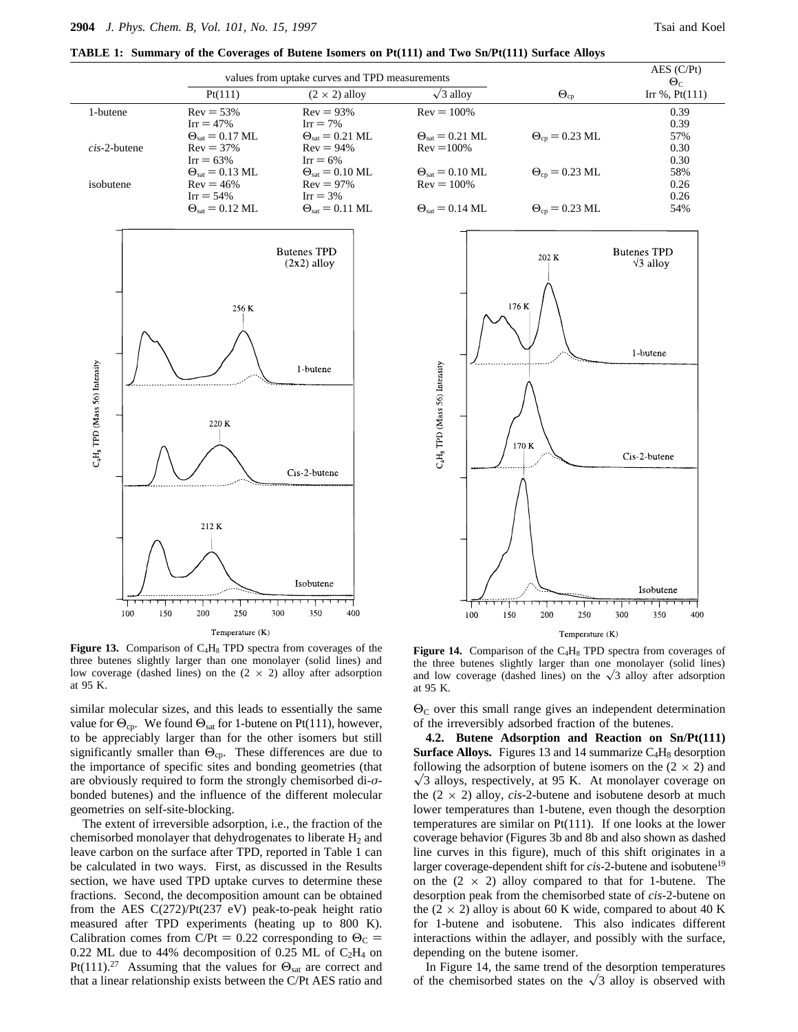**TABLE 1: Summary of the Coverages of Butene Isomers on Pt(111) and Two Sn/Pt(111) Surface Alloys**

| | values from uptake curves and TPD measurements | | | | AES (C/Pt) $\Theta_C$ |
|---|---|---|---|---|---|
| | Pt(111) | (2 × 2) alloy | $\sqrt{3}$ alloy | $\Theta_{cp}$ | Irr %, Pt(111) |
| 1-butene | Rev = 53% | Rev = 93% | Rev = 100% | | 0.39 |
| | Irr = 47% | Irr = 7% | | | 0.39 |
| | $\Theta_{sat}$ = 0.17 ML | $\Theta_{sat}$ = 0.21 ML | $\Theta_{sat}$ = 0.21 ML | $\Theta_{cp}$ = 0.23 ML | 57% |
| *cis*-2-butene | Rev = 37% | Rev = 94% | Rev =100% | | 0.30 |
| | Irr = 63% | Irr = 6% | | | 0.30 |
| | $\Theta_{sat}$ = 0.13 ML | $\Theta_{sat}$ = 0.10 ML | $\Theta_{sat}$ = 0.10 ML | $\Theta_{cp}$ = 0.23 ML | 58% |
| isobutene | Rev = 46% | Rev = 97% | Rev = 100% | | 0.26 |
| | Irr = 54% | Irr = 3% | | | 0.26 |
| | $\Theta_{sat}$ = 0.12 ML | $\Theta_{sat}$ = 0.11 ML | $\Theta_{sat}$ = 0.14 ML | $\Theta_{cp}$ = 0.23 ML | 54% |

Butenes TPD (2x2) alloy
256 K
1-butene
220 K
Cis-2-butene
212 K
Isobutene
$C_4H_8$ TPD (Mass 56) Intensity
Temperature (K)
100 150 200 250 300 350 400

**Figure 13.** Comparison of $C_4H_8$ TPD spectra from coverages of the three butenes slightly larger than one monolayer (solid lines) and low coverage (dashed lines) on the (2 × 2) alloy after adsorption at 95 K.

Butenes TPD √3 alloy
202 K
176 K
1-butene
170 K
Cis-2-butene
Isobutene
$C_4H_8$ TPD (Mass 56) Intensity
Temperature (K)
100 150 200 250 300 350 400

**Figure 14.** Comparison of the $C_4H_8$ TPD spectra from coverages of the three butenes slightly larger than one monolayer (solid lines) and low coverage (dashed lines) on the $\sqrt{3}$ alloy after adsorption at 95 K.

similar molecular sizes, and this leads to essentially the same value for $\Theta_{cp}$. We found $\Theta_{sat}$ for 1-butene on Pt(111), however, to be appreciably larger than for the other isomers but still significantly smaller than $\Theta_{cp}$. These differences are due to the importance of specific sites and bonding geometries (that are obviously required to form the strongly chemisorbed di-σ-bonded butenes) and the influence of the different molecular geometries on self-site-blocking.

The extent of irreversible adsorption, i.e., the fraction of the chemisorbed monolayer that dehydrogenates to liberate $H_2$ and leave carbon on the surface after TPD, reported in Table 1 can be calculated in two ways. First, as discussed in the Results section, we have used TPD uptake curves to determine these fractions. Second, the decomposition amount can be obtained from the AES C(272)/Pt(237 eV) peak-to-peak height ratio measured after TPD experiments (heating up to 800 K). Calibration comes from C/Pt = 0.22 corresponding to $\Theta_C$ = 0.22 ML due to 44% decomposition of 0.25 ML of $C_2H_4$ on Pt(111).[27] Assuming that the values for $\Theta_{sat}$ are correct and that a linear relationship exists between the C/Pt AES ratio and $\Theta_C$ over this small range gives an independent determination of the irreversibly adsorbed fraction of the butenes.

**4.2. Butene Adsorption and Reaction on Sn/Pt(111) Surface Alloys.** Figures 13 and 14 summarize $C_4H_8$ desorption following the adsorption of butene isomers on the (2 × 2) and $\sqrt{3}$ alloys, respectively, at 95 K. At monolayer coverage on the (2 × 2) alloy, *cis*-2-butene and isobutene desorb at much lower temperatures than 1-butene, even though the desorption temperatures are similar on Pt(111). If one looks at the lower coverage behavior (Figures 3b and 8b and also shown as dashed line curves in this figure), much of this shift originates in a larger coverage-dependent shift for *cis*-2-butene and isobutene[19] on the (2 × 2) alloy compared to that for 1-butene. The desorption peak from the chemisorbed state of *cis*-2-butene on the (2 × 2) alloy is about 60 K wide, compared to about 40 K for 1-butene and isobutene. This also indicates different interactions within the adlayer, and possibly with the surface, depending on the butene isomer.

In Figure 14, the same trend of the desorption temperatures of the chemisorbed states on the $\sqrt{3}$ alloy is observed with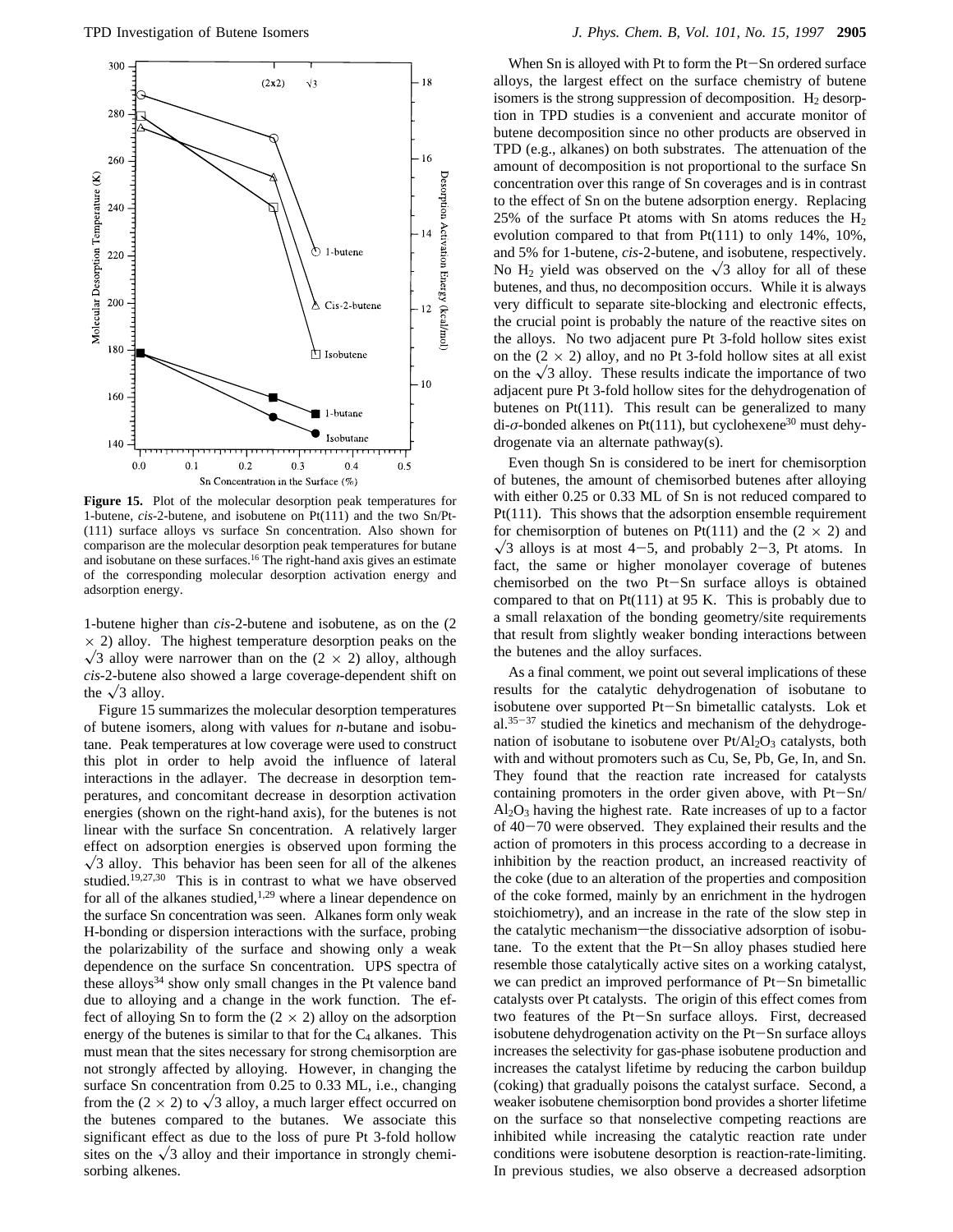300

280

260

240

220

200

180

160

140

Molecular Desorption Temperature (K)

(2x2)

√3

18

16

14

12

10

Desorption Activation Energy (kcal/mol)

1-butene

Cis-2-butene

Isobutene

1-butane

Isobutane

0.0 0.1 0.2 0.3 0.4 0.5

Sn Concentration in the Surface (%)

**Figure 15.** Plot of the molecular desorption peak temperatures for 1-butene, *cis*-2-butene, and isobutene on Pt(111) and the two Sn/Pt-(111) surface alloys vs surface Sn concentration. Also shown for comparison are the molecular desorption peak temperatures for butane and isobutane on these surfaces.[16] The right-hand axis gives an estimate of the corresponding molecular desorption activation energy and adsorption energy.

1-butene higher than *cis*-2-butene and isobutene, as on the (2 × 2) alloy. The highest temperature desorption peaks on the $\sqrt{3}$ alloy were narrower than on the (2 × 2) alloy, although *cis*-2-butene also showed a large coverage-dependent shift on the $\sqrt{3}$ alloy.

Figure 15 summarizes the molecular desorption temperatures of butene isomers, along with values for *n*-butane and isobutane. Peak temperatures at low coverage were used to construct this plot in order to help avoid the influence of lateral interactions in the adlayer. The decrease in desorption temperatures, and concomitant decrease in desorption activation energies (shown on the right-hand axis), for the butenes is not linear with the surface Sn concentration. A relatively larger effect on adsorption energies is observed upon forming the $\sqrt{3}$ alloy. This behavior has been seen for all of the alkenes studied.[19,27,30] This is in contrast to what we have observed for all of the alkanes studied,[1,29] where a linear dependence on the surface Sn concentration was seen. Alkanes form only weak H-bonding or dispersion interactions with the surface, probing the polarizability of the surface and showing only a weak dependence on the surface Sn concentration. UPS spectra of these alloys[34] show only small changes in the Pt valence band due to alloying and a change in the work function. The effect of alloying Sn to form the (2 × 2) alloy on the adsorption energy of the butenes is similar to that for the $C_4$ alkanes. This must mean that the sites necessary for strong chemisorption are not strongly affected by alloying. However, in changing the surface Sn concentration from 0.25 to 0.33 ML, i.e., changing from the (2 × 2) to $\sqrt{3}$ alloy, a much larger effect occurred on the butenes compared to the butanes. We associate this significant effect as due to the loss of pure Pt 3-fold hollow sites on the $\sqrt{3}$ alloy and their importance in strongly chemisorbing alkenes.

When Sn is alloyed with Pt to form the Pt–Sn ordered surface alloys, the largest effect on the surface chemistry of butene isomers is the strong suppression of decomposition. $H_2$ desorption in TPD studies is a convenient and accurate monitor of butene decomposition since no other products are observed in TPD (e.g., alkanes) on both substrates. The attenuation of the amount of decomposition is not proportional to the surface Sn concentration over this range of Sn coverages and is in contrast to the effect of Sn on the butene adsorption energy. Replacing 25% of the surface Pt atoms with Sn atoms reduces the $H_2$ evolution compared to that from Pt(111) to only 14%, 10%, and 5% for 1-butene, *cis*-2-butene, and isobutene, respectively. No $H_2$ yield was observed on the $\sqrt{3}$ alloy for all of these butenes, and thus, no decomposition occurs. While it is always very difficult to separate site-blocking and electronic effects, the crucial point is probably the nature of the reactive sites on the alloys. No two adjacent pure Pt 3-fold hollow sites exist on the (2 × 2) alloy, and no Pt 3-fold hollow sites at all exist on the $\sqrt{3}$ alloy. These results indicate the importance of two adjacent pure Pt 3-fold hollow sites for the dehydrogenation of butenes on Pt(111). This result can be generalized to many di-σ-bonded alkenes on Pt(111), but cyclohexene[30] must dehydrogenate via an alternate pathway(s).

Even though Sn is considered to be inert for chemisorption of butenes, the amount of chemisorbed butenes after alloying with either 0.25 or 0.33 ML of Sn is not reduced compared to Pt(111). This shows that the adsorption ensemble requirement for chemisorption of butenes on Pt(111) and the (2 × 2) and $\sqrt{3}$ alloys is at most 4–5, and probably 2–3, Pt atoms. In fact, the same or higher monolayer coverage of butenes chemisorbed on the two Pt–Sn surface alloys is obtained compared to that on Pt(111) at 95 K. This is probably due to a small relaxation of the bonding geometry/site requirements that result from slightly weaker bonding interactions between the butenes and the alloy surfaces.

As a final comment, we point out several implications of these results for the catalytic dehydrogenation of isobutane to isobutene over supported Pt–Sn bimetallic catalysts. Lok et al.[35–37] studied the kinetics and mechanism of the dehydrogenation of isobutane to isobutene over $Pt/Al_2O_3$ catalysts, both with and without promoters such as Cu, Se, Pb, Ge, In, and Sn. They found that the reaction rate increased for catalysts containing promoters in the order given above, with $Pt–Sn/Al_2O_3$ having the highest rate. Rate increases of up to a factor of 40–70 were observed. They explained their results and the action of promoters in this process according to a decrease in inhibition by the reaction product, an increased reactivity of the coke (due to an alteration of the properties and composition of the coke formed, mainly by an enrichment in the hydrogen stoichiometry), and an increase in the rate of the slow step in the catalytic mechanism—the dissociative adsorption of isobutane. To the extent that the Pt–Sn alloy phases studied here resemble those catalytically active sites on a working catalyst, we can predict an improved performance of Pt–Sn bimetallic catalysts over Pt catalysts. The origin of this effect comes from two features of the Pt–Sn surface alloys. First, decreased isobutene dehydrogenation activity on the Pt–Sn surface alloys increases the selectivity for gas-phase isobutene production and increases the catalyst lifetime by reducing the carbon buildup (coking) that gradually poisons the catalyst surface. Second, a weaker isobutene chemisorption bond provides a shorter lifetime on the surface so that nonselective competing reactions are inhibited while increasing the catalytic reaction rate under conditions were isobutene desorption is reaction-rate-limiting. In previous studies, we also observe a decreased adsorption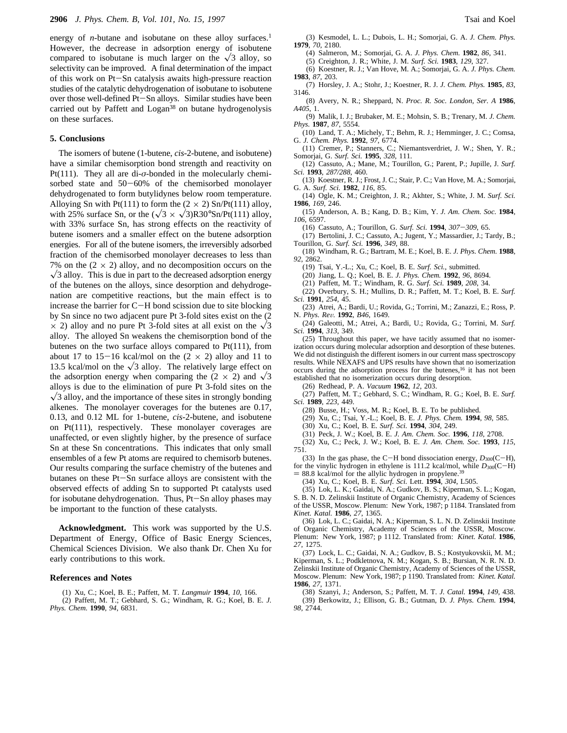energy of *n*-butane and isobutane on these alloy surfaces.[1] However, the decrease in adsorption energy of isobutene compared to isobutane is much larger on the $\sqrt{3}$ alloy, so selectivity can be improved. A final determination of the impact of this work on Pt−Sn catalysis awaits high-pressure reaction studies of the catalytic dehydrogenation of isobutane to isobutene over those well-defined Pt−Sn alloys. Similar studies have been carried out by Paffett and Logan[38] on butane hydrogenolysis on these surfaces.

## 5. Conclusions

The isomers of butene (1-butene, *cis*-2-butene, and isobutene) have a similar chemisorption bond strength and reactivity on Pt(111). They all are di-σ-bonded in the molecularly chemisorbed state and 50−60% of the chemisorbed monolayer dehydrogenated to form butylidynes below room temperature. Alloying Sn with Pt(111) to form the $(2 \times 2)$ Sn/Pt(111) alloy, with 25% surface Sn, or the $(\sqrt{3} \times \sqrt{3})R30°$Sn/Pt(111) alloy, with 33% surface Sn, has strong effects on the reactivity of butene isomers and a smaller effect on the butene adsorption energies. For all of the butene isomers, the irreversibly adsorbed fraction of the chemisorbed monolayer decreases to less than 7% on the $(2 \times 2)$ alloy, and no decomposition occurs on the $\sqrt{3}$ alloy. This is due in part to the decreased adsorption energy of the butenes on the alloys, since desorption and dehydrogenation are competitive reactions, but the main effect is to increase the barrier for C−H bond scission due to site blocking by Sn since no two adjacent pure Pt 3-fold sites exist on the $(2 \times 2)$ alloy and no pure Pt 3-fold sites at all exist on the $\sqrt{3}$ alloy. The alloyed Sn weakens the chemisorption bond of the butenes on the two surface alloys compared to Pt(111), from about 17 to 15−16 kcal/mol on the $(2 \times 2)$ alloy and 11 to 13.5 kcal/mol on the $\sqrt{3}$ alloy. The relatively large effect on the adsorption energy when comparing the $(2 \times 2)$ and $\sqrt{3}$ alloys is due to the elimination of pure Pt 3-fold sites on the $\sqrt{3}$ alloy, and the importance of these sites in strongly bonding alkenes. The monolayer coverages for the butenes are 0.17, 0.13, and 0.12 ML for 1-butene, *cis*-2-butene, and isobutene on Pt(111), respectively. These monolayer coverages are unaffected, or even slightly higher, by the presence of surface Sn at these Sn concentrations. This indicates that only small ensembles of a few Pt atoms are required to chemisorb butenes. Our results comparing the surface chemistry of the butenes and butanes on these Pt−Sn surface alloys are consistent with the observed effects of adding Sn to supported Pt catalysts used for isobutane dehydrogenation. Thus, Pt−Sn alloy phases may be important to the function of these catalysts.

**Acknowledgment.** This work was supported by the U.S. Department of Energy, Office of Basic Energy Sciences, Chemical Sciences Division. We also thank Dr. Chen Xu for early contributions to this work.

## References and Notes

(1) Xu, C.; Koel, B. E.; Paffett, M. T. *Langmuir* **1994**, *10*, 166.
(2) Paffett, M. T.; Gebhard, S. G.; Windham, R. G.; Koel, B. E. *J. Phys. Chem.* **1990**, *94*, 6831.
(3) Kesmodel, L. L.; Dubois, L. H.; Somorjai, G. A. *J. Chem. Phys.* **1979**, *70*, 2180.
(4) Salmeron, M.; Somorjai, G. A. *J. Phys. Chem.* **1982**, *86*, 341.
(5) Creighton, J. R.; White, J. M. *Surf. Sci.* **1983**, *129*, 327.
(6) Koestner, R. J.; Van Hove, M. A.; Somorjai, G. A. *J. Phys. Chem.* **1983**, *87*, 203.
(7) Horsley, J. A.; Stohr, J.; Koestner, R. J. *J. Chem. Phys.* **1985**, *83*, 3146.
(8) Avery, N. R.; Sheppard, N. *Proc. R. Soc. London, Ser. A* **1986**, *A405*, 1.
(9) Malik, I. J.; Brubaker, M. E.; Mohsin, S. B.; Trenary, M. *J. Chem. Phys.* **1987**, *87*, 5554.
(10) Land, T. A.; Michely, T.; Behm, R. J.; Hemminger, J. C.; Comsa, G. *J. Chem. Phys.* **1992**, *97*, 6774.
(11) Cremer, P.; Stanners, C.; Niemantsverdriet, J. W.; Shen, Y. R.; Somorjai, G. *Surf. Sci.* **1995**, *328*, 111.
(12) Cassuto, A.; Mane, M.; Tourillon, G.; Parent, P.; Jupille, J. *Surf. Sci.* **1993**, *287/288*, 460.
(13) Koestner, R. J.; Frost, J. C.; Stair, P. C.; Van Hove, M. A.; Somorjai, G. A. *Surf. Sci.* **1982**, *116*, 85.
(14) Ogle, K. M.; Creighton, J. R.; Akhter, S.; White, J. M. *Surf. Sci.* **1986**, *169*, 246.
(15) Anderson, A. B.; Kang, D. B.; Kim, Y. *J. Am. Chem. Soc.* **1984**, *106*, 6597.
(16) Cassuto, A.; Tourillon, G. *Surf. Sci.* **1994**, *307*−*309*, 65.
(17) Bertolini, J. C.; Cassuto, A.; Jugent, Y.; Massardier, J.; Tardy, B.; Tourillon, G. *Surf. Sci.* **1996**, *349*, 88.
(18) Windham, R. G.; Bartram, M. E.; Koel, B. E. *J. Phys. Chem.* **1988**, *92*, 2862.
(19) Tsai, Y.-L.; Xu, C.; Koel, B. E. *Surf. Sci.*, submitted.
(20) Jiang, L. Q.; Koel, B. E. *J. Phys. Chem.* **1992**, *96*, 8694.
(21) Paffett, M. T.; Windham, R. G. *Surf. Sci.* **1989**, *208*, 34.
(22) Overbury, S. H.; Mullins, D. R.; Paffett, M. T.; Koel, B. E. *Surf. Sci.* **1991**, *254*, 45.
(23) Atrei, A.; Bardi, U.; Rovida, G.; Torrini, M.; Zanazzi, E.; Ross, P. N. *Phys. Rev.* **1992**, *B46*, 1649.
(24) Galeotti, M.; Atrei, A.; Bardi, U.; Rovida, G.; Torrini, M. *Surf. Sci.* **1994**, *313*, 349.
(25) Throughout this paper, we have tacitly assumed that no isomerization occurs during molecular adsorption and desorption of these butenes. We did not distinguish the different isomers in our current mass spectroscopy results. While NEXAFS and UPS results have shown that no isomerization occurs during the adsorption process for the butenes,[16] it has not been established that no isomerization occurs during desorption.
(26) Redhead, P. A. *Vacuum* **1962**, *12*, 203.
(27) Paffett, M. T.; Gebhard, S. C.; Windham, R. G.; Koel, B. E. *Surf. Sci.* **1989**, *223*, 449.
(28) Busse, H.; Voss, M. R.; Koel, B. E. To be published.
(29) Xu, C.; Tsai, Y.-L.; Koel, B. E. *J. Phys. Chem.* **1994**, *98*, 585.
(30) Xu, C.; Koel, B. E. *Surf. Sci.* **1994**, *304*, 249.
(31) Peck, J. W.; Koel, B. E. *J. Am. Chem. Soc.* **1996**, *118*, 2708.
(32) Xu, C.; Peck, J. W.; Koel, B. E. *J. Am. Chem. Soc.* **1993**, *115*, 751.
(33) In the gas phase, the C−H bond dissociation energy, $D_{300}$(C−H), for the vinylic hydrogen in ethylene is 111.2 kcal/mol, while $D_{300}$(C−H) = 88.8 kcal/mol for the allylic hydrogen in propylene.[39]
(34) Xu, C.; Koel, B. E. *Surf. Sci.* Lett. **1994**, *304*, L505.
(35) Lok, L. K.; Gaidai, N. A.; Gudkov, B. S.; Kiperman, S. L.; Kogan, S. B. N. D. Zelinskii Institute of Organic Chemistry, Academy of Sciences of the USSR, Moscow. Plenum: New York, 1987; p 1184. Translated from *Kinet. Katal.* **1986**, *27*, 1365.
(36) Lok, L. C.; Gaidai, N. A.; Kiperman, S. L. N. D. Zelinskii Institute of Organic Chemistry, Academy of Sciences of the USSR, Moscow. Plenum: New York, 1987; p 1112. Translated from: *Kinet. Katal.* **1986**, *27*, 1275.
(37) Lock, L. C.; Gaidai, N. A.; Gudkov, B. S.; Kostyukovskii, M. M.; Kiperman, S. L.; Podkletnova, N. M.; Kogan, S. B.; Bursian, N. R. N. D. Zelinskii Institute of Organic Chemistry, Academy of Sciences of the USSR, Moscow. Plenum: New York, 1987; p 1190. Translated from: *Kinet. Katal.* **1986**, *27*, 1371.
(38) Szanyi, J.; Anderson, S.; Paffett, M. T. *J. Catal.* **1994**, *149*, 438.
(39) Berkowitz, J.; Ellison, G. B.; Gutman, D. *J. Phys. Chem.* **1994**, *98*, 2744.